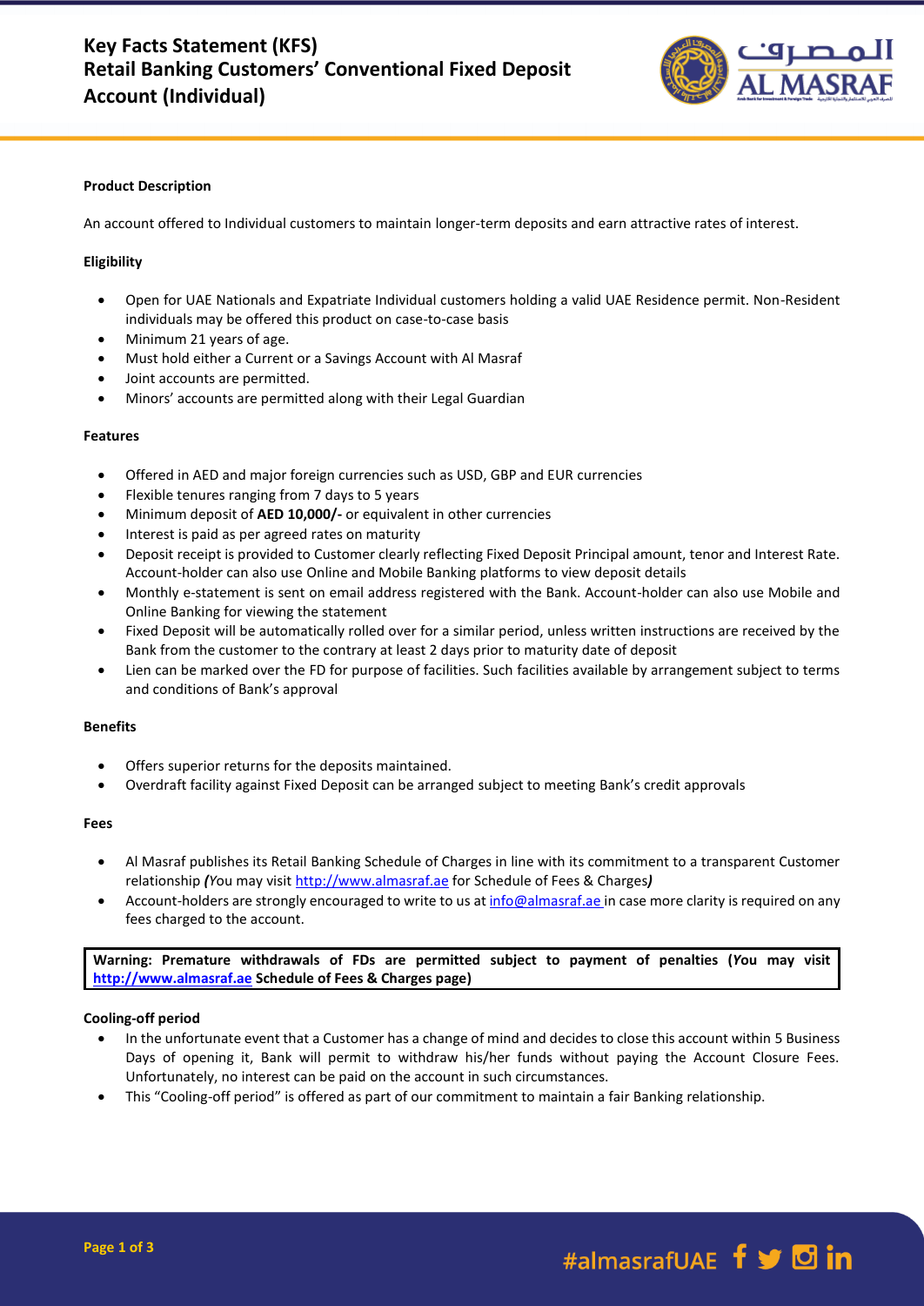# Key Facts Statement (KFS)
# Retail Banking Customers' Conventional Fixed Deposit Account (Individual)

**Product Description**

An account offered to Individual customers to maintain longer-term deposits and earn attractive rates of interest.

**Eligibility**

- Open for UAE Nationals and Expatriate Individual customers holding a valid UAE Residence permit. Non-Resident individuals may be offered this product on case-to-case basis
- Minimum 21 years of age.
- Must hold either a Current or a Savings Account with Al Masraf
- Joint accounts are permitted.
- Minors' accounts are permitted along with their Legal Guardian

**Features**

- Offered in AED and major foreign currencies such as USD, GBP and EUR currencies
- Flexible tenures ranging from 7 days to 5 years
- Minimum deposit of **AED 10,000/-** or equivalent in other currencies
- Interest is paid as per agreed rates on maturity
- Deposit receipt is provided to Customer clearly reflecting Fixed Deposit Principal amount, tenor and Interest Rate. Account-holder can also use Online and Mobile Banking platforms to view deposit details
- Monthly e-statement is sent on email address registered with the Bank. Account-holder can also use Mobile and Online Banking for viewing the statement
- Fixed Deposit will be automatically rolled over for a similar period, unless written instructions are received by the Bank from the customer to the contrary at least 2 days prior to maturity date of deposit
- Lien can be marked over the FD for purpose of facilities. Such facilities available by arrangement subject to terms and conditions of Bank's approval

**Benefits**

- Offers superior returns for the deposits maintained.
- Overdraft facility against Fixed Deposit can be arranged subject to meeting Bank's credit approvals

**Fees**

- Al Masraf publishes its Retail Banking Schedule of Charges in line with its commitment to a transparent Customer relationship ***(****You may visit http://www.almasraf.ae for Schedule of Fees & Charges****)***
- Account-holders are strongly encouraged to write to us at info@almasraf.ae in case more clarity is required on any fees charged to the account.

**Warning: Premature withdrawals of FDs are permitted subject to payment of penalties (*You* may visit http://www.almasraf.ae Schedule of Fees & Charges page)**

**Cooling-off period**

- In the unfortunate event that a Customer has a change of mind and decides to close this account within 5 Business Days of opening it, Bank will permit to withdraw his/her funds without paying the Account Closure Fees. Unfortunately, no interest can be paid on the account in such circumstances.
- This "Cooling-off period" is offered as part of our commitment to maintain a fair Banking relationship.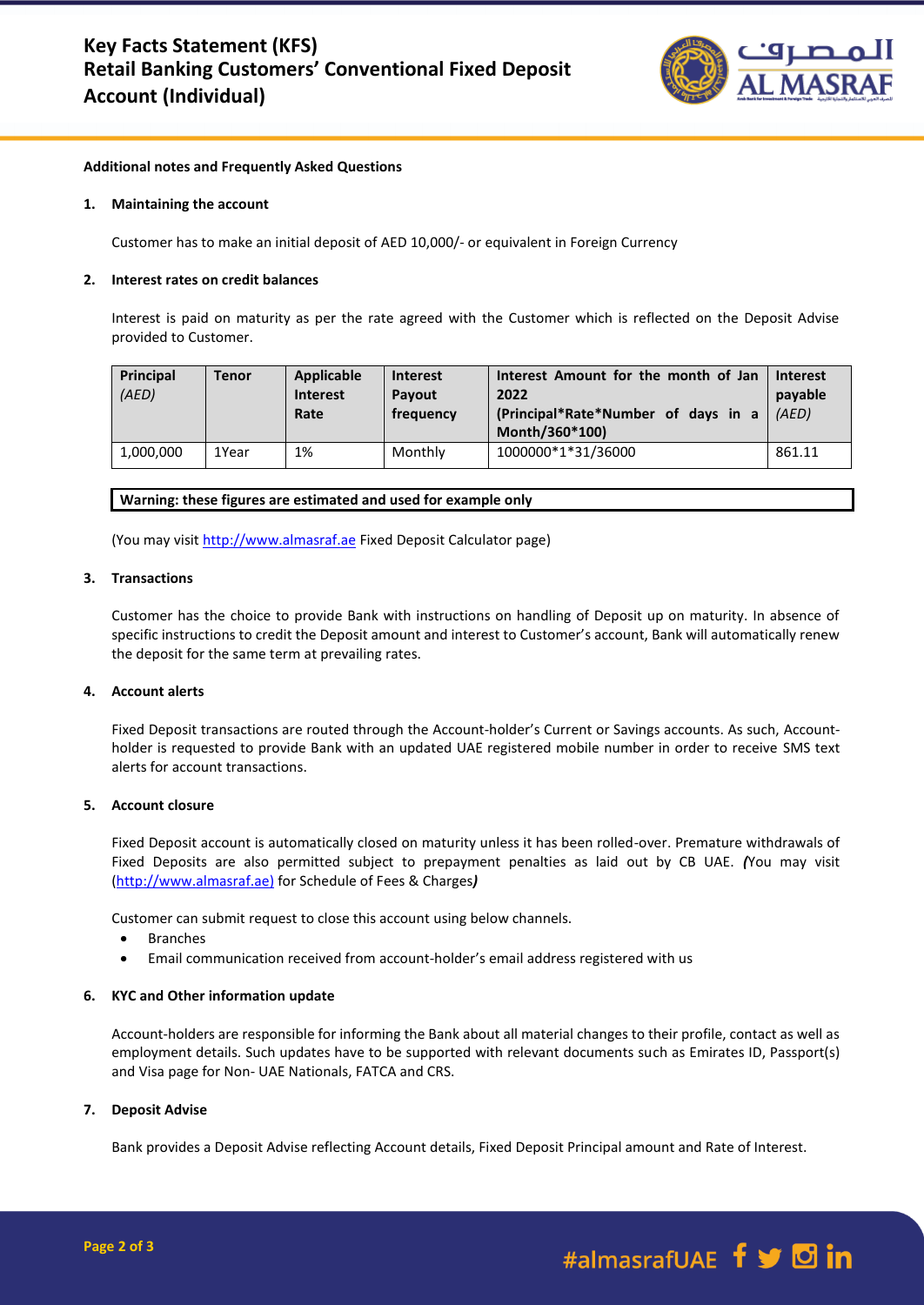# Key Facts Statement (KFS)
# Retail Banking Customers' Conventional Fixed Deposit Account (Individual)

**Additional notes and Frequently Asked Questions**

1. **Maintaining the account**

   Customer has to make an initial deposit of AED 10,000/- or equivalent in Foreign Currency

2. **Interest rates on credit balances**

   Interest is paid on maturity as per the rate agreed with the Customer which is reflected on the Deposit Advise provided to Customer.

| **Principal** *(AED)* | **Tenor** | **Applicable Interest Rate** | **Interest Payout frequency** | **Interest Amount for the month of Jan 2022 (Principal*Rate*Number of days in a Month/360*100)** | **Interest payable** *(AED)* |
|---|---|---|---|---|---|
| 1,000,000 | 1Year | 1% | Monthly | 1000000*1*31/36000 | 861.11 |

**Warning: these figures are estimated and used for example only**

(You may visit http://www.almasraf.ae Fixed Deposit Calculator page)

3. **Transactions**

   Customer has the choice to provide Bank with instructions on handling of Deposit up on maturity. In absence of specific instructions to credit the Deposit amount and interest to Customer's account, Bank will automatically renew the deposit for the same term at prevailing rates.

4. **Account alerts**

   Fixed Deposit transactions are routed through the Account-holder's Current or Savings accounts. As such, Account-holder is requested to provide Bank with an updated UAE registered mobile number in order to receive SMS text alerts for account transactions.

5. **Account closure**

   Fixed Deposit account is automatically closed on maturity unless it has been rolled-over. Premature withdrawals of Fixed Deposits are also permitted subject to prepayment penalties as laid out by CB UAE. ***(**You may visit (http://www.almasraf.ae) for Schedule of Fees & Charges**)***

   Customer can submit request to close this account using below channels.

   - Branches
   - Email communication received from account-holder's email address registered with us

6. **KYC and Other information update**

   Account-holders are responsible for informing the Bank about all material changes to their profile, contact as well as employment details. Such updates have to be supported with relevant documents such as Emirates ID, Passport(s) and Visa page for Non- UAE Nationals, FATCA and CRS.

7. **Deposit Advise**

   Bank provides a Deposit Advise reflecting Account details, Fixed Deposit Principal amount and Rate of Interest.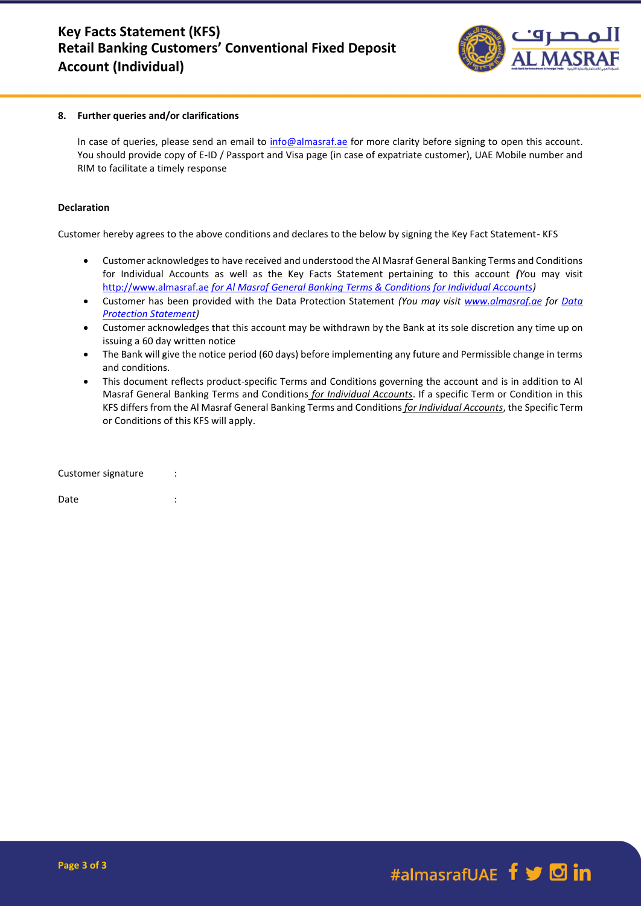## 8. Further queries and/or clarifications

In case of queries, please send an email to info@almasraf.ae for more clarity before signing to open this account. You should provide copy of E-ID / Passport and Visa page (in case of expatriate customer), UAE Mobile number and RIM to facilitate a timely response

### Declaration

Customer hereby agrees to the above conditions and declares to the below by signing the Key Fact Statement- KFS

- Customer acknowledges to have received and understood the Al Masraf General Banking Terms and Conditions for Individual Accounts as well as the Key Facts Statement pertaining to this account ***(**You may visit http://www.almasraf.ae for Al Masraf General Banking Terms & Conditions for Individual Accounts)*
- Customer has been provided with the Data Protection Statement *(You may visit www.almasraf.ae for Data Protection Statement)*
- Customer acknowledges that this account may be withdrawn by the Bank at its sole discretion any time up on issuing a 60 day written notice
- The Bank will give the notice period (60 days) before implementing any future and Permissible change in terms and conditions.
- This document reflects product-specific Terms and Conditions governing the account and is in addition to Al Masraf General Banking Terms and Conditions *for Individual Accounts*. If a specific Term or Condition in this KFS differs from the Al Masraf General Banking Terms and Conditions *for Individual Accounts*, the Specific Term or Conditions of this KFS will apply.

Customer signature :

Date :

#almasrafUAE